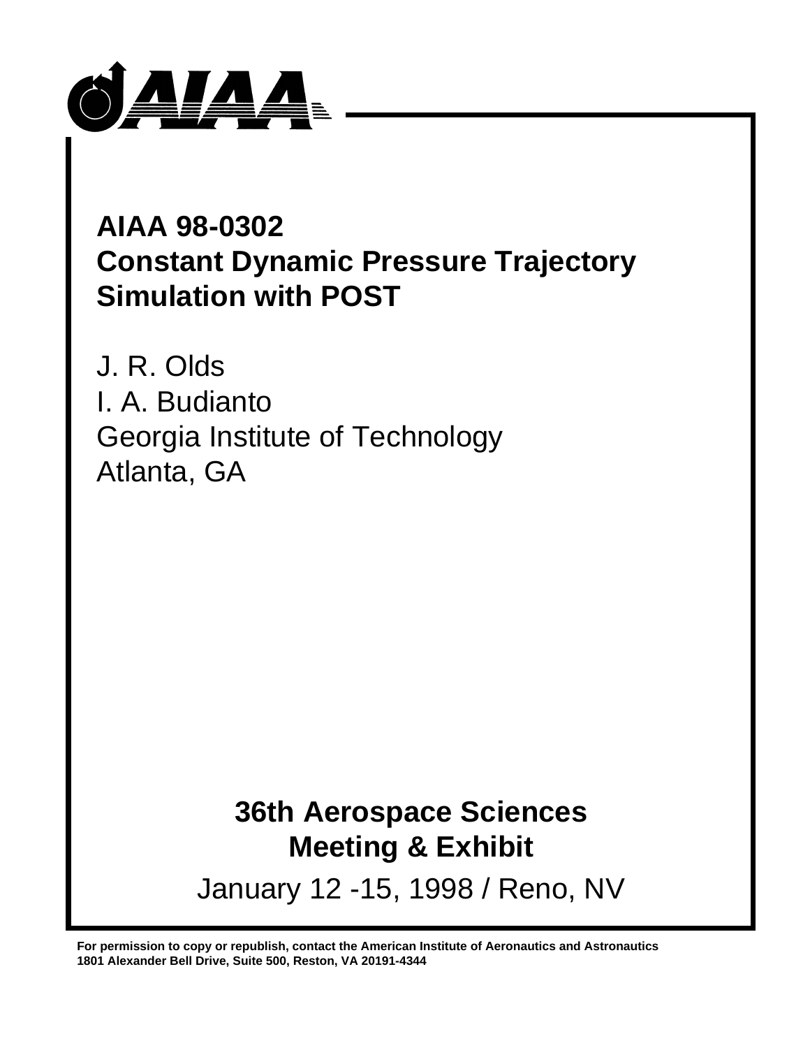# AIAA 98-0302
# Constant Dynamic Pressure Trajectory Simulation with POST

J. R. Olds
I. A. Budianto
Georgia Institute of Technology
Atlanta, GA

## 36th Aerospace Sciences Meeting & Exhibit

January 12 -15, 1998 / Reno, NV

**For permission to copy or republish, contact the American Institute of Aeronautics and Astronautics**
**1801 Alexander Bell Drive, Suite 500, Reston, VA 20191-4344**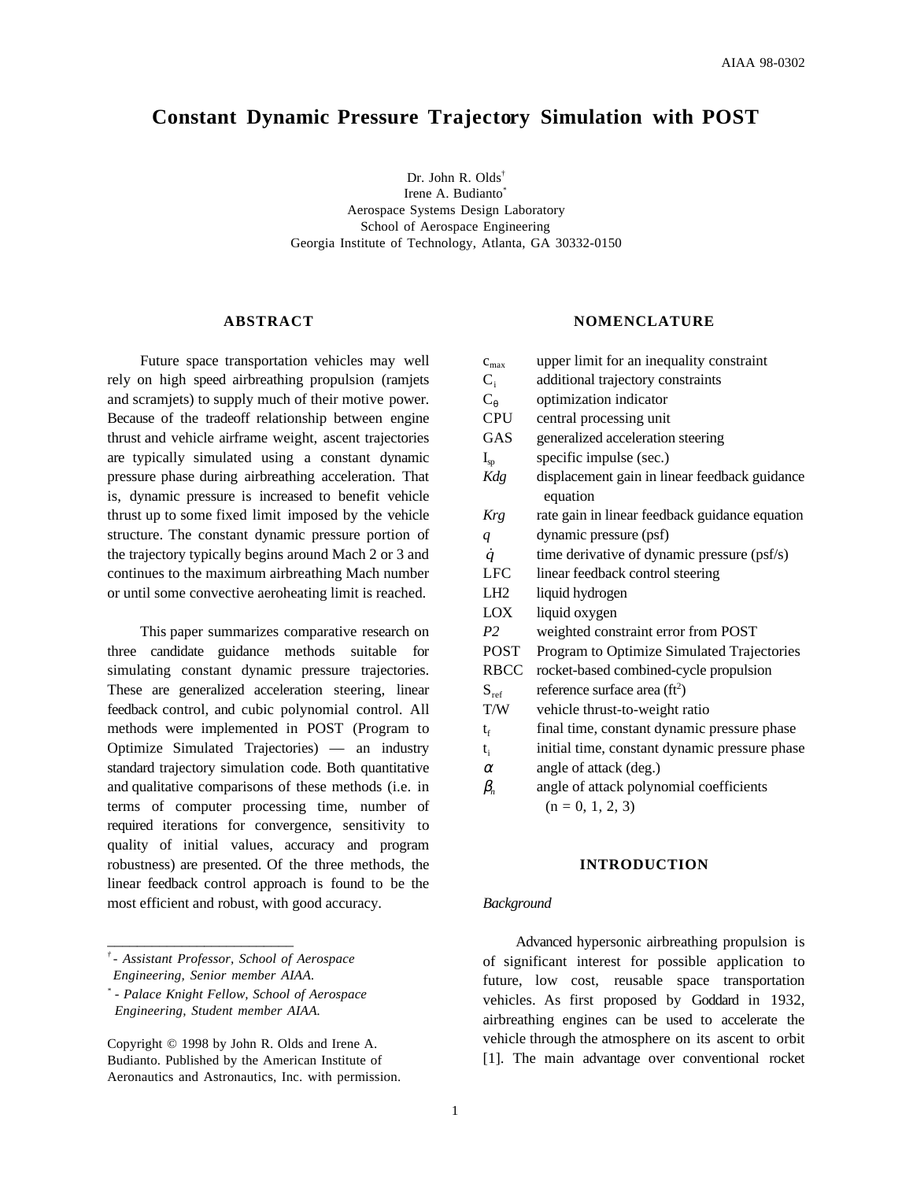# Constant Dynamic Pressure Trajectory Simulation with POST

Dr. John R. Olds[†]
Irene A. Budianto[*]
Aerospace Systems Design Laboratory
School of Aerospace Engineering
Georgia Institute of Technology, Atlanta, GA 30332-0150

## ABSTRACT

Future space transportation vehicles may well rely on high speed airbreathing propulsion (ramjets and scramjets) to supply much of their motive power. Because of the tradeoff relationship between engine thrust and vehicle airframe weight, ascent trajectories are typically simulated using a constant dynamic pressure phase during airbreathing acceleration. That is, dynamic pressure is increased to benefit vehicle thrust up to some fixed limit imposed by the vehicle structure. The constant dynamic pressure portion of the trajectory typically begins around Mach 2 or 3 and continues to the maximum airbreathing Mach number or until some convective aeroheating limit is reached.

This paper summarizes comparative research on three candidate guidance methods suitable for simulating constant dynamic pressure trajectories. These are generalized acceleration steering, linear feedback control, and cubic polynomial control. All methods were implemented in POST (Program to Optimize Simulated Trajectories) — an industry standard trajectory simulation code. Both quantitative and qualitative comparisons of these methods (i.e. in terms of computer processing time, number of required iterations for convergence, sensitivity to quality of initial values, accuracy and program robustness) are presented. Of the three methods, the linear feedback control approach is found to be the most efficient and robust, with good accuracy.

[†] - *Assistant Professor, School of Aerospace Engineering, Senior member AIAA.*

[*] - *Palace Knight Fellow, School of Aerospace Engineering, Student member AIAA.*

Copyright © 1998 by John R. Olds and Irene A. Budianto. Published by the American Institute of Aeronautics and Astronautics, Inc. with permission.

## NOMENCLATURE

| | |
|---|---|
| $c_{max}$ | upper limit for an inequality constraint |
| $C_i$ | additional trajectory constraints |
| $C_\theta$ | optimization indicator |
| CPU | central processing unit |
| GAS | generalized acceleration steering |
| $I_{sp}$ | specific impulse (sec.) |
| *Kdg* | displacement gain in linear feedback guidance equation |
| *Krg* | rate gain in linear feedback guidance equation |
| $q$ | dynamic pressure (psf) |
| $\dot{q}$ | time derivative of dynamic pressure (psf/s) |
| LFC | linear feedback control steering |
| LH2 | liquid hydrogen |
| LOX | liquid oxygen |
| *P2* | weighted constraint error from POST |
| POST | Program to Optimize Simulated Trajectories |
| RBCC | rocket-based combined-cycle propulsion |
| $S_{ref}$ | reference surface area (ft$^2$) |
| T/W | vehicle thrust-to-weight ratio |
| $t_f$ | final time, constant dynamic pressure phase |
| $t_i$ | initial time, constant dynamic pressure phase |
| $\alpha$ | angle of attack (deg.) |
| $\beta_n$ | angle of attack polynomial coefficients (n = 0, 1, 2, 3) |

## INTRODUCTION

### *Background*

Advanced hypersonic airbreathing propulsion is of significant interest for possible application to future, low cost, reusable space transportation vehicles. As first proposed by Goddard in 1932, airbreathing engines can be used to accelerate the vehicle through the atmosphere on its ascent to orbit [1]. The main advantage over conventional rocket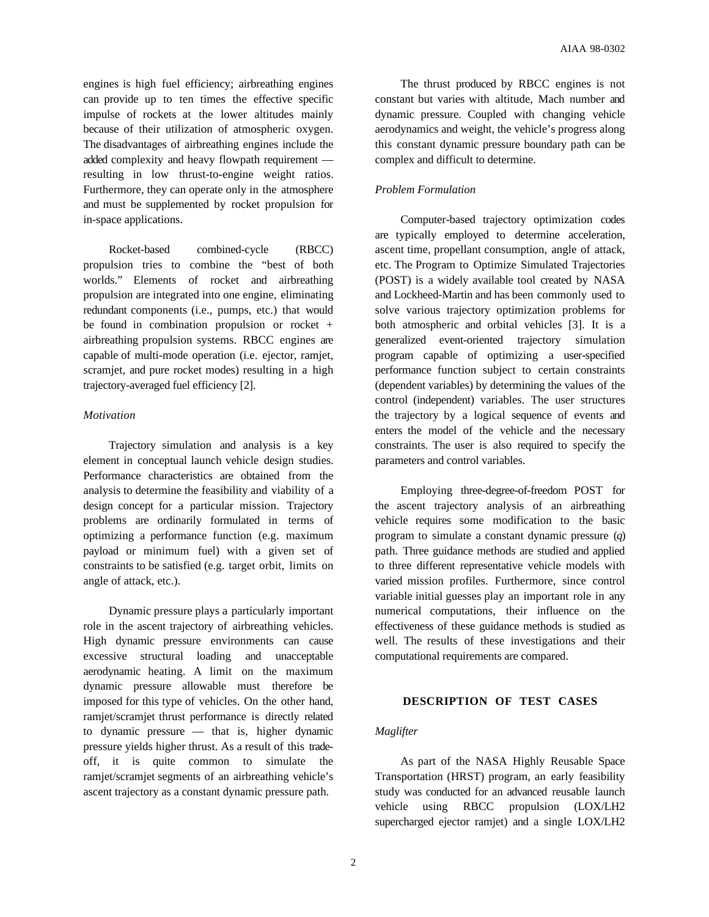engines is high fuel efficiency; airbreathing engines can provide up to ten times the effective specific impulse of rockets at the lower altitudes mainly because of their utilization of atmospheric oxygen. The disadvantages of airbreathing engines include the added complexity and heavy flowpath requirement — resulting in low thrust-to-engine weight ratios. Furthermore, they can operate only in the atmosphere and must be supplemented by rocket propulsion for in-space applications.

Rocket-based combined-cycle (RBCC) propulsion tries to combine the "best of both worlds." Elements of rocket and airbreathing propulsion are integrated into one engine, eliminating redundant components (i.e., pumps, etc.) that would be found in combination propulsion or rocket + airbreathing propulsion systems. RBCC engines are capable of multi-mode operation (i.e. ejector, ramjet, scramjet, and pure rocket modes) resulting in a high trajectory-averaged fuel efficiency [2].

*Motivation*

Trajectory simulation and analysis is a key element in conceptual launch vehicle design studies. Performance characteristics are obtained from the analysis to determine the feasibility and viability of a design concept for a particular mission. Trajectory problems are ordinarily formulated in terms of optimizing a performance function (e.g. maximum payload or minimum fuel) with a given set of constraints to be satisfied (e.g. target orbit, limits on angle of attack, etc.).

Dynamic pressure plays a particularly important role in the ascent trajectory of airbreathing vehicles. High dynamic pressure environments can cause excessive structural loading and unacceptable aerodynamic heating. A limit on the maximum dynamic pressure allowable must therefore be imposed for this type of vehicles. On the other hand, ramjet/scramjet thrust performance is directly related to dynamic pressure — that is, higher dynamic pressure yields higher thrust. As a result of this trade-off, it is quite common to simulate the ramjet/scramjet segments of an airbreathing vehicle's ascent trajectory as a constant dynamic pressure path.

The thrust produced by RBCC engines is not constant but varies with altitude, Mach number and dynamic pressure. Coupled with changing vehicle aerodynamics and weight, the vehicle's progress along this constant dynamic pressure boundary path can be complex and difficult to determine.

*Problem Formulation*

Computer-based trajectory optimization codes are typically employed to determine acceleration, ascent time, propellant consumption, angle of attack, etc. The Program to Optimize Simulated Trajectories (POST) is a widely available tool created by NASA and Lockheed-Martin and has been commonly used to solve various trajectory optimization problems for both atmospheric and orbital vehicles [3]. It is a generalized event-oriented trajectory simulation program capable of optimizing a user-specified performance function subject to certain constraints (dependent variables) by determining the values of the control (independent) variables. The user structures the trajectory by a logical sequence of events and enters the model of the vehicle and the necessary constraints. The user is also required to specify the parameters and control variables.

Employing three-degree-of-freedom POST for the ascent trajectory analysis of an airbreathing vehicle requires some modification to the basic program to simulate a constant dynamic pressure ($q$) path. Three guidance methods are studied and applied to three different representative vehicle models with varied mission profiles. Furthermore, since control variable initial guesses play an important role in any numerical computations, their influence on the effectiveness of these guidance methods is studied as well. The results of these investigations and their computational requirements are compared.

## DESCRIPTION OF TEST CASES

*Maglifter*

As part of the NASA Highly Reusable Space Transportation (HRST) program, an early feasibility study was conducted for an advanced reusable launch vehicle using RBCC propulsion (LOX/LH2 supercharged ejector ramjet) and a single LOX/LH2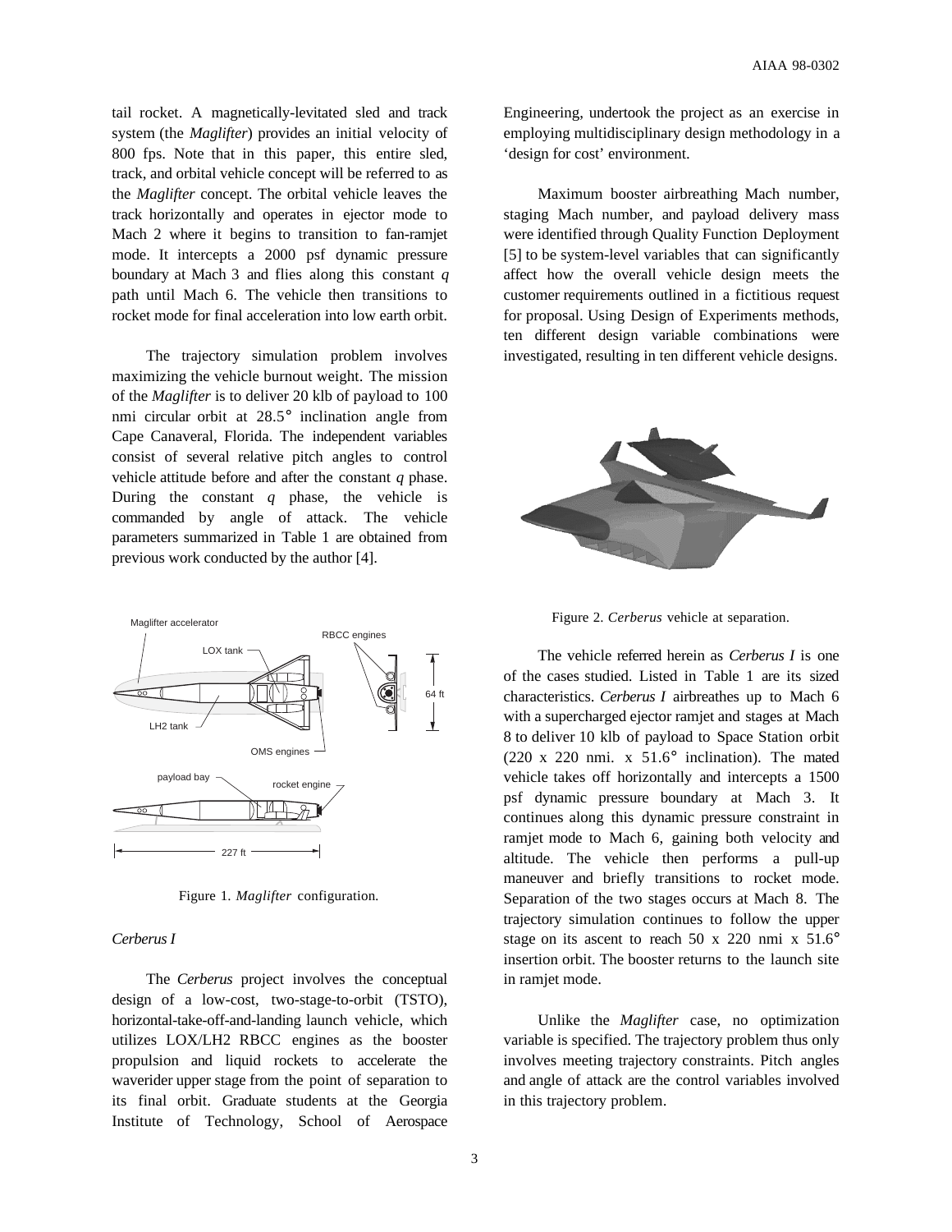tail rocket. A magnetically-levitated sled and track system (the *Maglifter*) provides an initial velocity of 800 fps. Note that in this paper, this entire sled, track, and orbital vehicle concept will be referred to as the *Maglifter* concept. The orbital vehicle leaves the track horizontally and operates in ejector mode to Mach 2 where it begins to transition to fan-ramjet mode. It intercepts a 2000 psf dynamic pressure boundary at Mach 3 and flies along this constant $q$ path until Mach 6. The vehicle then transitions to rocket mode for final acceleration into low earth orbit.

The trajectory simulation problem involves maximizing the vehicle burnout weight. The mission of the *Maglifter* is to deliver 20 klb of payload to 100 nmi circular orbit at 28.5° inclination angle from Cape Canaveral, Florida. The independent variables consist of several relative pitch angles to control vehicle attitude before and after the constant $q$ phase. During the constant $q$ phase, the vehicle is commanded by angle of attack. The vehicle parameters summarized in Table 1 are obtained from previous work conducted by the author [4].

Figure 1. *Maglifter* configuration.

### *Cerberus I*

The *Cerberus* project involves the conceptual design of a low-cost, two-stage-to-orbit (TSTO), horizontal-take-off-and-landing launch vehicle, which utilizes LOX/LH2 RBCC engines as the booster propulsion and liquid rockets to accelerate the waverider upper stage from the point of separation to its final orbit. Graduate students at the Georgia Institute of Technology, School of Aerospace Engineering, undertook the project as an exercise in employing multidisciplinary design methodology in a 'design for cost' environment.

Maximum booster airbreathing Mach number, staging Mach number, and payload delivery mass were identified through Quality Function Deployment [5] to be system-level variables that can significantly affect how the overall vehicle design meets the customer requirements outlined in a fictitious request for proposal. Using Design of Experiments methods, ten different design variable combinations were investigated, resulting in ten different vehicle designs.

Figure 2. *Cerberus* vehicle at separation.

The vehicle referred herein as *Cerberus I* is one of the cases studied. Listed in Table 1 are its sized characteristics. *Cerberus I* airbreathes up to Mach 6 with a supercharged ejector ramjet and stages at Mach 8 to deliver 10 klb of payload to Space Station orbit (220 x 220 nmi. x 51.6° inclination). The mated vehicle takes off horizontally and intercepts a 1500 psf dynamic pressure boundary at Mach 3. It continues along this dynamic pressure constraint in ramjet mode to Mach 6, gaining both velocity and altitude. The vehicle then performs a pull-up maneuver and briefly transitions to rocket mode. Separation of the two stages occurs at Mach 8. The trajectory simulation continues to follow the upper stage on its ascent to reach 50 x 220 nmi x 51.6° insertion orbit. The booster returns to the launch site in ramjet mode.

Unlike the *Maglifter* case, no optimization variable is specified. The trajectory problem thus only involves meeting trajectory constraints. Pitch angles and angle of attack are the control variables involved in this trajectory problem.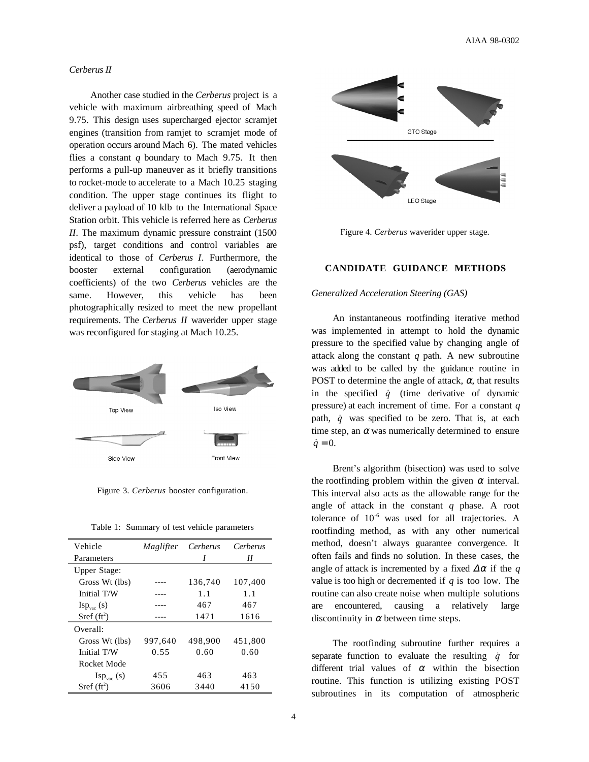*Cerberus II*

Another case studied in the *Cerberus* project is a vehicle with maximum airbreathing speed of Mach 9.75. This design uses supercharged ejector scramjet engines (transition from ramjet to scramjet mode of operation occurs around Mach 6). The mated vehicles flies a constant *q* boundary to Mach 9.75. It then performs a pull-up maneuver as it briefly transitions to rocket-mode to accelerate to a Mach 10.25 staging condition. The upper stage continues its flight to deliver a payload of 10 klb to the International Space Station orbit. This vehicle is referred here as *Cerberus II*. The maximum dynamic pressure constraint (1500 psf), target conditions and control variables are identical to those of *Cerberus I*. Furthermore, the booster external configuration (aerodynamic coefficients) of the two *Cerberus* vehicles are the same. However, this vehicle has been photographically resized to meet the new propellant requirements. The *Cerberus II* waverider upper stage was reconfigured for staging at Mach 10.25.

Figure 3. *Cerberus* booster configuration.

Table 1: Summary of test vehicle parameters

| Vehicle Parameters | *Maglifter* | *Cerberus I* | *Cerberus II* |
|---|---|---|---|
| Upper Stage: | | | |
| Gross Wt (lbs) | ---- | 136,740 | 107,400 |
| Initial T/W | ---- | 1.1 | 1.1 |
| $Isp_{vac}$ (s) | ---- | 467 | 467 |
| Sref ($ft^2$) | ---- | 1471 | 1616 |
| Overall: | | | |
| Gross Wt (lbs) | 997,640 | 498,900 | 451,800 |
| Initial T/W | 0.55 | 0.60 | 0.60 |
| Rocket Mode $Isp_{vac}$ (s) | 455 | 463 | 463 |
| Sref ($ft^2$) | 3606 | 3440 | 4150 |

Figure 4. *Cerberus* waverider upper stage.

## CANDIDATE GUIDANCE METHODS

### *Generalized Acceleration Steering (GAS)*

An instantaneous rootfinding iterative method was implemented in attempt to hold the dynamic pressure to the specified value by changing angle of attack along the constant *q* path. A new subroutine was added to be called by the guidance routine in POST to determine the angle of attack, $\alpha$, that results in the specified $\dot{q}$ (time derivative of dynamic pressure) at each increment of time. For a constant *q* path, $\dot{q}$ was specified to be zero. That is, at each time step, an $\alpha$ was numerically determined to ensure $\dot{q} = 0$.

Brent's algorithm (bisection) was used to solve the rootfinding problem within the given $\alpha$ interval. This interval also acts as the allowable range for the angle of attack in the constant *q* phase. A root tolerance of $10^{-6}$ was used for all trajectories. A rootfinding method, as with any other numerical method, doesn't always guarantee convergence. It often fails and finds no solution. In these cases, the angle of attack is incremented by a fixed $\Delta\alpha$ if the *q* value is too high or decremented if *q* is too low. The routine can also create noise when multiple solutions are encountered, causing a relatively large discontinuity in $\alpha$ between time steps.

The rootfinding subroutine further requires a separate function to evaluate the resulting $\dot{q}$ for different trial values of $\alpha$ within the bisection routine. This function is utilizing existing POST subroutines in its computation of atmospheric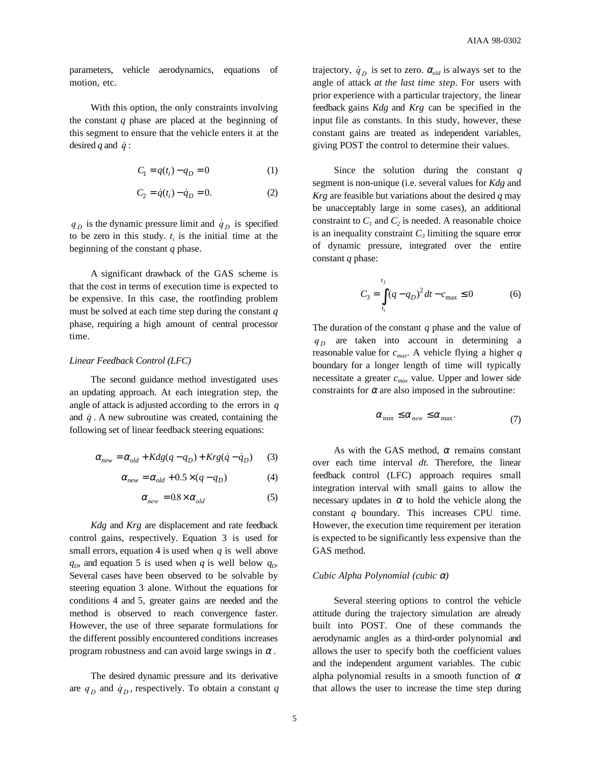parameters, vehicle aerodynamics, equations of motion, etc.

With this option, the only constraints involving the constant $q$ phase are placed at the beginning of this segment to ensure that the vehicle enters it at the desired $q$ and $\dot{q}$:

$$C_1 = q(t_i) - q_D = 0 \tag{1}$$

$$C_2 = \dot{q}(t_i) - \dot{q}_D = 0. \tag{2}$$

$q_D$ is the dynamic pressure limit and $\dot{q}_D$ is specified to be zero in this study. $t_i$ is the initial time at the beginning of the constant $q$ phase.

A significant drawback of the GAS scheme is that the cost in terms of execution time is expected to be expensive. In this case, the rootfinding problem must be solved at each time step during the constant $q$ phase, requiring a high amount of central processor time.

*Linear Feedback Control (LFC)*

The second guidance method investigated uses an updating approach. At each integration step, the angle of attack is adjusted according to the errors in $q$ and $\dot{q}$. A new subroutine was created, containing the following set of linear feedback steering equations:

$$\alpha_{new} = \alpha_{old} + Kdg(q - q_D) + Krg(\dot{q} - \dot{q}_D) \tag{3}$$

$$\alpha_{new} = \alpha_{old} + 0.5 \times (q - q_D) \tag{4}$$

$$\alpha_{new} = 0.8 \times \alpha_{old} \tag{5}$$

*Kdg* and *Krg* are displacement and rate feedback control gains, respectively. Equation 3 is used for small errors, equation 4 is used when $q$ is well above $q_D$, and equation 5 is used when $q$ is well below $q_D$. Several cases have been observed to be solvable by steering equation 3 alone. Without the equations for conditions 4 and 5, greater gains are needed and the method is observed to reach convergence faster. However, the use of three separate formulations for the different possibly encountered conditions increases program robustness and can avoid large swings in $\alpha$.

The desired dynamic pressure and its derivative are $q_D$ and $\dot{q}_D$, respectively. To obtain a constant $q$ trajectory, $\dot{q}_D$ is set to zero. $\alpha_{old}$ is always set to the angle of attack *at the last time step*. For users with prior experience with a particular trajectory, the linear feedback gains *Kdg* and *Krg* can be specified in the input file as constants. In this study, however, these constant gains are treated as independent variables, giving POST the control to determine their values.

Since the solution during the constant $q$ segment is non-unique (i.e. several values for *Kdg* and *Krg* are feasible but variations about the desired $q$ may be unacceptably large in some cases), an additional constraint to $C_1$ and $C_2$ is needed. A reasonable choice is an inequality constraint $C_3$ limiting the square error of dynamic pressure, integrated over the entire constant $q$ phase:

$$C_3 = \int_{t_i}^{t_f} (q - q_D)^2 \, dt - c_{\max} \leq 0 \tag{6}$$

The duration of the constant $q$ phase and the value of $q_D$ are taken into account in determining a reasonable value for $c_{max}$. A vehicle flying a higher $q$ boundary for a longer length of time will typically necessitate a greater $c_{max}$ value. Upper and lower side constraints for $\alpha$ are also imposed in the subroutine:

$$\alpha_{\min} \leq \alpha_{new} \leq \alpha_{\max}. \tag{7}$$

As with the GAS method, $\alpha$ remains constant over each time interval $dt$. Therefore, the linear feedback control (LFC) approach requires small integration interval with small gains to allow the necessary updates in $\alpha$ to hold the vehicle along the constant $q$ boundary. This increases CPU time. However, the execution time requirement per iteration is expected to be significantly less expensive than the GAS method.

*Cubic Alpha Polynomial (cubic $\alpha$)*

Several steering options to control the vehicle attitude during the trajectory simulation are already built into POST. One of these commands the aerodynamic angles as a third-order polynomial and allows the user to specify both the coefficient values and the independent argument variables. The cubic alpha polynomial results in a smooth function of $\alpha$ that allows the user to increase the time step during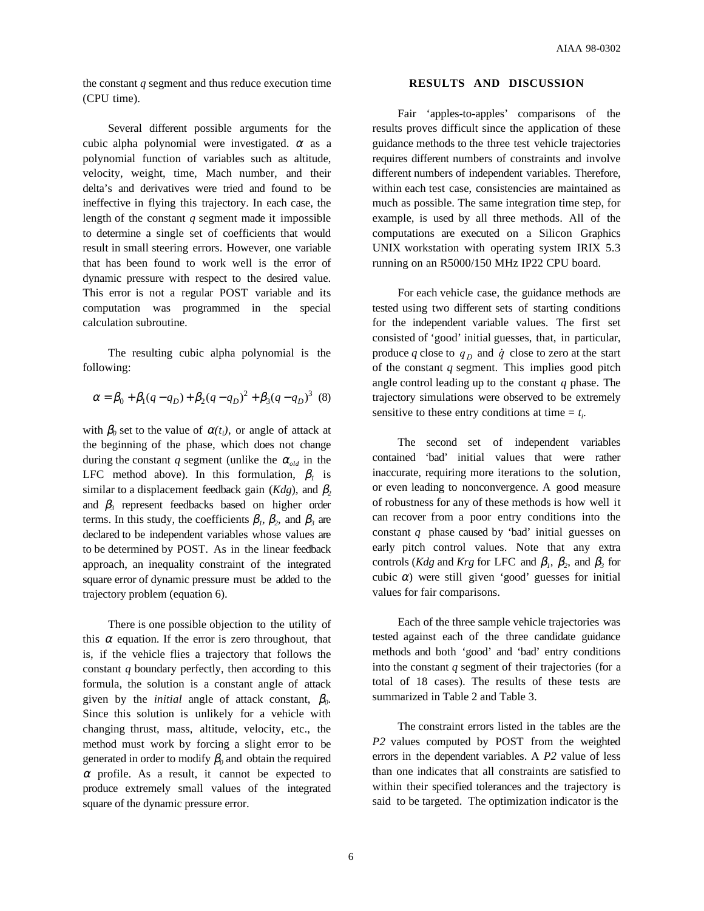the constant $q$ segment and thus reduce execution time (CPU time).

Several different possible arguments for the cubic alpha polynomial were investigated. $\alpha$ as a polynomial function of variables such as altitude, velocity, weight, time, Mach number, and their delta's and derivatives were tried and found to be ineffective in flying this trajectory. In each case, the length of the constant $q$ segment made it impossible to determine a single set of coefficients that would result in small steering errors. However, one variable that has been found to work well is the error of dynamic pressure with respect to the desired value. This error is not a regular POST variable and its computation was programmed in the special calculation subroutine.

The resulting cubic alpha polynomial is the following:

$$\alpha = \beta_0 + \beta_1(q - q_D) + \beta_2(q - q_D)^2 + \beta_3(q - q_D)^3 \quad (8)$$

with $\beta_0$ set to the value of $\alpha(t_i)$, or angle of attack at the beginning of the phase, which does not change during the constant $q$ segment (unlike the $\alpha_{old}$ in the LFC method above). In this formulation, $\beta_1$ is similar to a displacement feedback gain (*Kdg*), and $\beta_2$ and $\beta_3$ represent feedbacks based on higher order terms. In this study, the coefficients $\beta_1$, $\beta_2$, and $\beta_3$ are declared to be independent variables whose values are to be determined by POST. As in the linear feedback approach, an inequality constraint of the integrated square error of dynamic pressure must be added to the trajectory problem (equation 6).

There is one possible objection to the utility of this $\alpha$ equation. If the error is zero throughout, that is, if the vehicle flies a trajectory that follows the constant $q$ boundary perfectly, then according to this formula, the solution is a constant angle of attack given by the *initial* angle of attack constant, $\beta_0$. Since this solution is unlikely for a vehicle with changing thrust, mass, altitude, velocity, etc., the method must work by forcing a slight error to be generated in order to modify $\beta_0$ and obtain the required $\alpha$ profile. As a result, it cannot be expected to produce extremely small values of the integrated square of the dynamic pressure error.

## RESULTS AND DISCUSSION

Fair 'apples-to-apples' comparisons of the results proves difficult since the application of these guidance methods to the three test vehicle trajectories requires different numbers of constraints and involve different numbers of independent variables. Therefore, within each test case, consistencies are maintained as much as possible. The same integration time step, for example, is used by all three methods. All of the computations are executed on a Silicon Graphics UNIX workstation with operating system IRIX 5.3 running on an R5000/150 MHz IP22 CPU board.

For each vehicle case, the guidance methods are tested using two different sets of starting conditions for the independent variable values. The first set consisted of 'good' initial guesses, that, in particular, produce $q$ close to $q_D$ and $\dot{q}$ close to zero at the start of the constant $q$ segment. This implies good pitch angle control leading up to the constant $q$ phase. The trajectory simulations were observed to be extremely sensitive to these entry conditions at time = $t_i$.

The second set of independent variables contained 'bad' initial values that were rather inaccurate, requiring more iterations to the solution, or even leading to nonconvergence. A good measure of robustness for any of these methods is how well it can recover from a poor entry conditions into the constant $q$ phase caused by 'bad' initial guesses on early pitch control values. Note that any extra controls (*Kdg* and *Krg* for LFC and $\beta_1$, $\beta_2$, and $\beta_3$ for cubic $\alpha$) were still given 'good' guesses for initial values for fair comparisons.

Each of the three sample vehicle trajectories was tested against each of the three candidate guidance methods and both 'good' and 'bad' entry conditions into the constant $q$ segment of their trajectories (for a total of 18 cases). The results of these tests are summarized in Table 2 and Table 3.

The constraint errors listed in the tables are the *P2* values computed by POST from the weighted errors in the dependent variables. A *P2* value of less than one indicates that all constraints are satisfied to within their specified tolerances and the trajectory is said to be targeted. The optimization indicator is the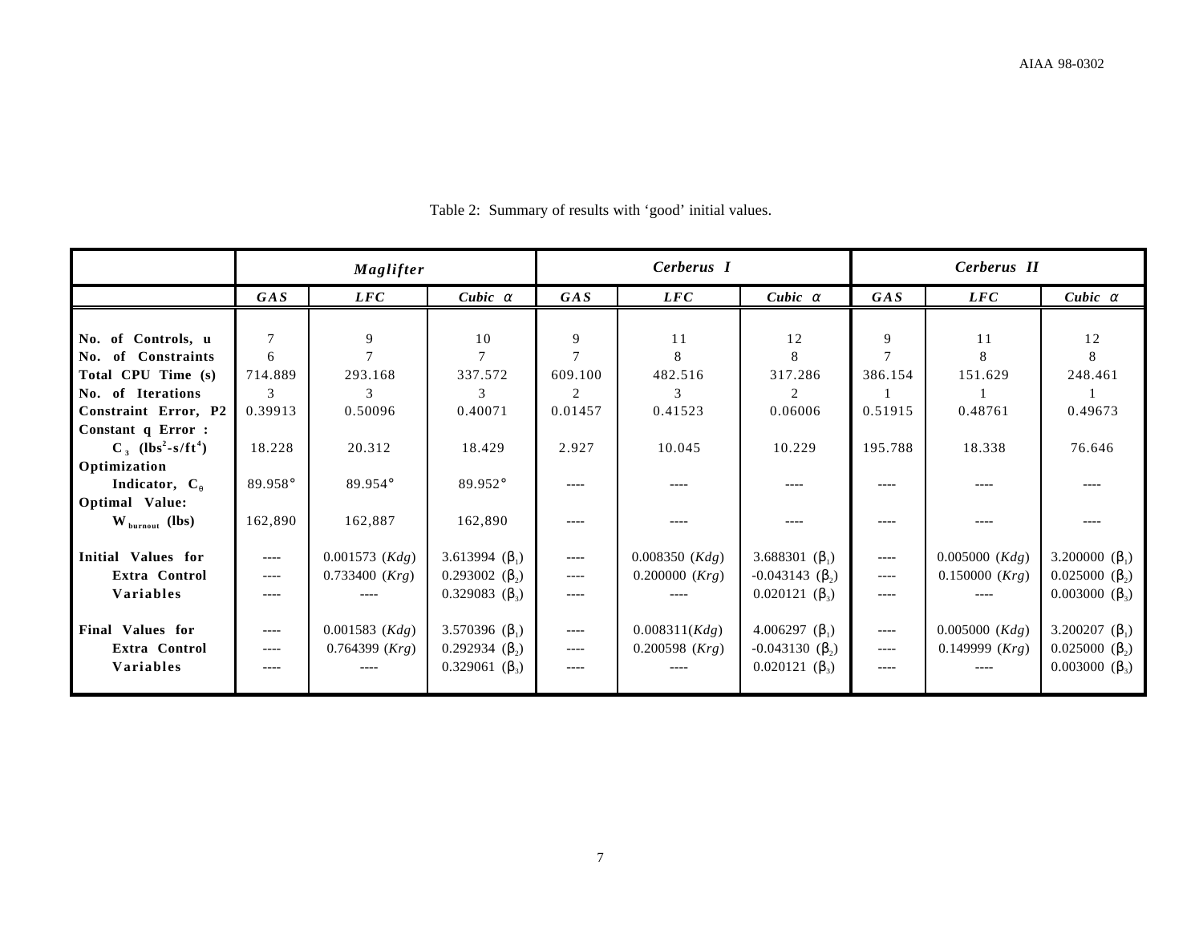Table 2: Summary of results with 'good' initial values.

| | ***Maglifter*** | | | ***Cerberus I*** | | | ***Cerberus II*** | | |
|---|---|---|---|---|---|---|---|---|---|
| | ***GAS*** | ***LFC*** | ***Cubic $\alpha$*** | ***GAS*** | ***LFC*** | ***Cubic $\alpha$*** | ***GAS*** | ***LFC*** | ***Cubic $\alpha$*** |
| **No. of Controls, u** | 7 | 9 | 10 | 9 | 11 | 12 | 9 | 11 | 12 |
| **No. of Constraints** | 6 | 7 | 7 | 7 | 8 | 8 | 7 | 8 | 8 |
| **Total CPU Time (s)** | 714.889 | 293.168 | 337.572 | 609.100 | 482.516 | 317.286 | 386.154 | 151.629 | 248.461 |
| **No. of Iterations** | 3 | 3 | 3 | 2 | 3 | 2 | 1 | 1 | 1 |
| **Constraint Error, P2** | 0.39913 | 0.50096 | 0.40071 | 0.01457 | 0.41523 | 0.06006 | 0.51915 | 0.48761 | 0.49673 |
| **Constant q Error : $C_3$ ($lbs^2$-s/$ft^4$)** | 18.228 | 20.312 | 18.429 | 2.927 | 10.045 | 10.229 | 195.788 | 18.338 | 76.646 |
| **Optimization Indicator, $C_\theta$** | 89.958° | 89.954° | 89.952° | ---- | ---- | ---- | ---- | ---- | ---- |
| **Optimal Value: $W_{burnout}$ (lbs)** | 162,890 | 162,887 | 162,890 | ---- | ---- | ---- | ---- | ---- | ---- |
| **Initial Values for Extra Control Variables** | ---- | 0.001573 (*Kdg*) | 3.613994 ($\beta_1$) | ---- | 0.008350 (*Kdg*) | 3.688301 ($\beta_1$) | ---- | 0.005000 (*Kdg*) | 3.200000 ($\beta_1$) |
| | ---- | 0.733400 (*Krg*) | 0.293002 ($\beta_2$) | ---- | 0.200000 (*Krg*) | -0.043143 ($\beta_2$) | ---- | 0.150000 (*Krg*) | 0.025000 ($\beta_2$) |
| | ---- | ---- | 0.329083 ($\beta_3$) | ---- | ---- | 0.020121 ($\beta_3$) | ---- | ---- | 0.003000 ($\beta_3$) |
| **Final Values for Extra Control Variables** | ---- | 0.001583 (*Kdg*) | 3.570396 ($\beta_1$) | ---- | 0.008311(*Kdg*) | 4.006297 ($\beta_1$) | ---- | 0.005000 (*Kdg*) | 3.200207 ($\beta_1$) |
| | ---- | 0.764399 (*Krg*) | 0.292934 ($\beta_2$) | ---- | 0.200598 (*Krg*) | -0.043130 ($\beta_2$) | ---- | 0.149999 (*Krg*) | 0.025000 ($\beta_2$) |
| | ---- | ---- | 0.329061 ($\beta_3$) | ---- | ---- | 0.020121 ($\beta_3$) | ---- | ---- | 0.003000 ($\beta_3$) |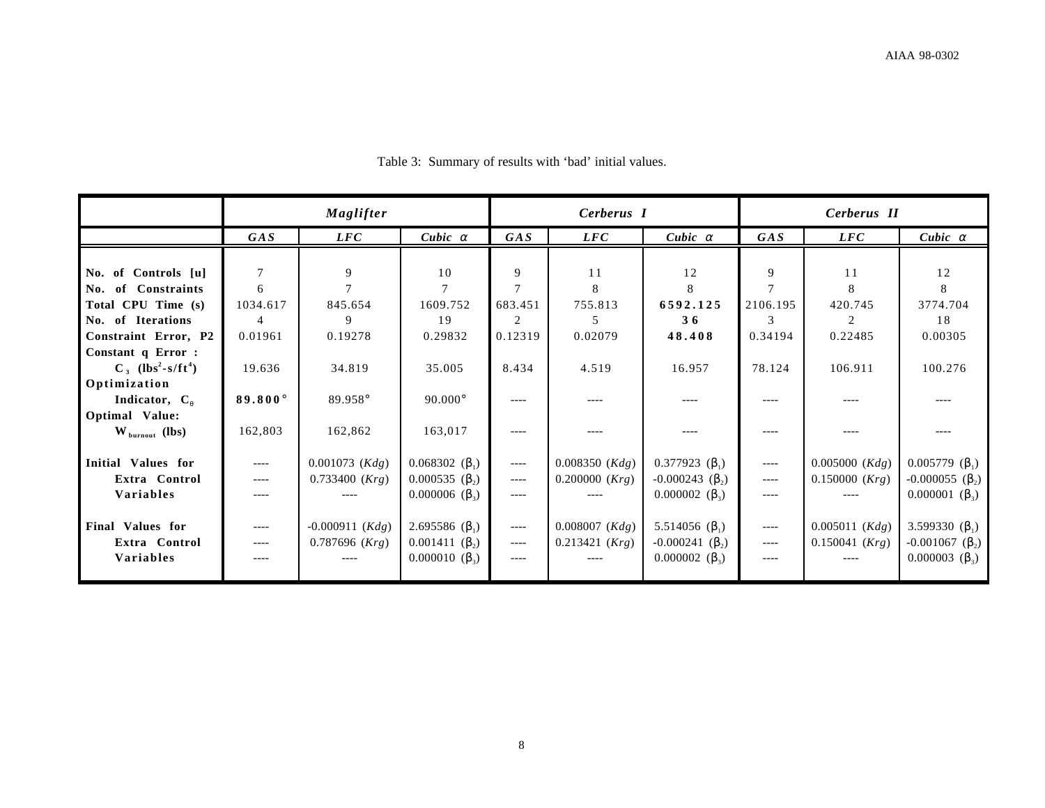Table 3: Summary of results with ‘bad’ initial values.

| | ***Maglifter*** | | | ***Cerberus I*** | | | ***Cerberus II*** | | |
|---|---|---|---|---|---|---|---|---|---|
| | ***GAS*** | ***LFC*** | ***Cubic α*** | ***GAS*** | ***LFC*** | ***Cubic α*** | ***GAS*** | ***LFC*** | ***Cubic α*** |
| **No. of Controls [u]** | 7 | 9 | 10 | 9 | 11 | 12 | 9 | 11 | 12 |
| **No. of Constraints** | 6 | 7 | 7 | 7 | 8 | 8 | 7 | 8 | 8 |
| **Total CPU Time (s)** | 1034.617 | 845.654 | 1609.752 | 683.451 | 755.813 | **6592.125** | 2106.195 | 420.745 | 3774.704 |
| **No. of Iterations** | 4 | 9 | 19 | 2 | 5 | **36** | 3 | 2 | 18 |
| **Constraint Error, P2** | 0.01961 | 0.19278 | 0.29832 | 0.12319 | 0.02079 | **48.408** | 0.34194 | 0.22485 | 0.00305 |
| **Constant q Error : $C_3$ ($lbs^2$-$s/ft^4$)** | 19.636 | 34.819 | 35.005 | 8.434 | 4.519 | 16.957 | 78.124 | 106.911 | 100.276 |
| **Optimization Indicator, $C_\theta$** | **89.800°** | 89.958° | 90.000° | ---- | ---- | ---- | ---- | ---- | ---- |
| **Optimal Value: $W_{burnout}$ (lbs)** | 162,803 | 162,862 | 163,017 | ---- | ---- | ---- | ---- | ---- | ---- |
| **Initial Values for Extra Control Variables** | ---- | 0.001073 (*Kdg*) | 0.068302 ($\beta_1$) | ---- | 0.008350 (*Kdg*) | 0.377923 ($\beta_1$) | ---- | 0.005000 (*Kdg*) | 0.005779 ($\beta_1$) |
| | ---- | 0.733400 (*Krg*) | 0.000535 ($\beta_2$) | ---- | 0.200000 (*Krg*) | -0.000243 ($\beta_2$) | ---- | 0.150000 (*Krg*) | -0.000055 ($\beta_2$) |
| | ---- | ---- | 0.000006 ($\beta_3$) | ---- | ---- | 0.000002 ($\beta_3$) | ---- | ---- | 0.000001 ($\beta_3$) |
| **Final Values for Extra Control Variables** | ---- | -0.000911 (*Kdg*) | 2.695586 ($\beta_1$) | ---- | 0.008007 (*Kdg*) | 5.514056 ($\beta_1$) | ---- | 0.005011 (*Kdg*) | 3.599330 ($\beta_1$) |
| | ---- | 0.787696 (*Krg*) | 0.001411 ($\beta_2$) | ---- | 0.213421 (*Krg*) | -0.000241 ($\beta_2$) | ---- | 0.150041 (*Krg*) | -0.001067 ($\beta_2$) |
| | ---- | ---- | 0.000010 ($\beta_3$) | ---- | ---- | 0.000002 ($\beta_3$) | ---- | ---- | 0.000003 ($\beta_3$) |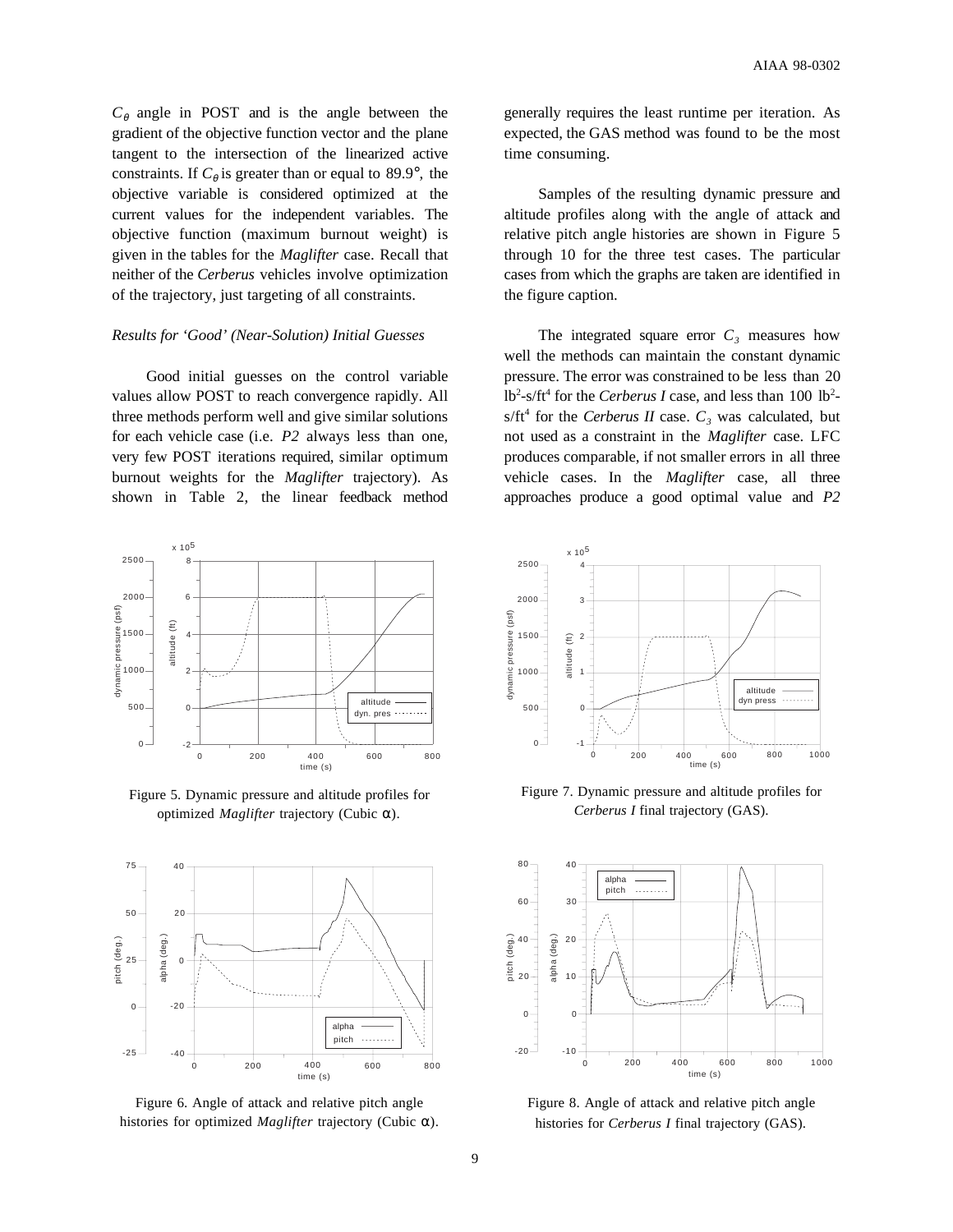$C_\theta$ angle in POST and is the angle between the gradient of the objective function vector and the plane tangent to the intersection of the linearized active constraints. If $C_\theta$ is greater than or equal to 89.9°, the objective variable is considered optimized at the current values for the independent variables. The objective function (maximum burnout weight) is given in the tables for the *Maglifter* case. Recall that neither of the *Cerberus* vehicles involve optimization of the trajectory, just targeting of all constraints.

*Results for 'Good' (Near-Solution) Initial Guesses*

Good initial guesses on the control variable values allow POST to reach convergence rapidly. All three methods perform well and give similar solutions for each vehicle case (i.e. *P2* always less than one, very few POST iterations required, similar optimum burnout weights for the *Maglifter* trajectory). As shown in Table 2, the linear feedback method generally requires the least runtime per iteration. As expected, the GAS method was found to be the most time consuming.

Samples of the resulting dynamic pressure and altitude profiles along with the angle of attack and relative pitch angle histories are shown in Figure 5 through 10 for the three test cases. The particular cases from which the graphs are taken are identified in the figure caption.

The integrated square error $C_3$ measures how well the methods can maintain the constant dynamic pressure. The error was constrained to be less than 20 $lb^2$-s/$ft^4$ for the *Cerberus I* case, and less than 100 $lb^2$-s/$ft^4$ for the *Cerberus II* case. $C_3$ was calculated, but not used as a constraint in the *Maglifter* case. LFC produces comparable, if not smaller errors in all three vehicle cases. In the *Maglifter* case, all three approaches produce a good optimal value and *P2*

Figure 5. Dynamic pressure and altitude profiles for optimized *Maglifter* trajectory (Cubic α).

Figure 6. Angle of attack and relative pitch angle histories for optimized *Maglifter* trajectory (Cubic α).

Figure 7. Dynamic pressure and altitude profiles for *Cerberus I* final trajectory (GAS).

Figure 8. Angle of attack and relative pitch angle histories for *Cerberus I* final trajectory (GAS).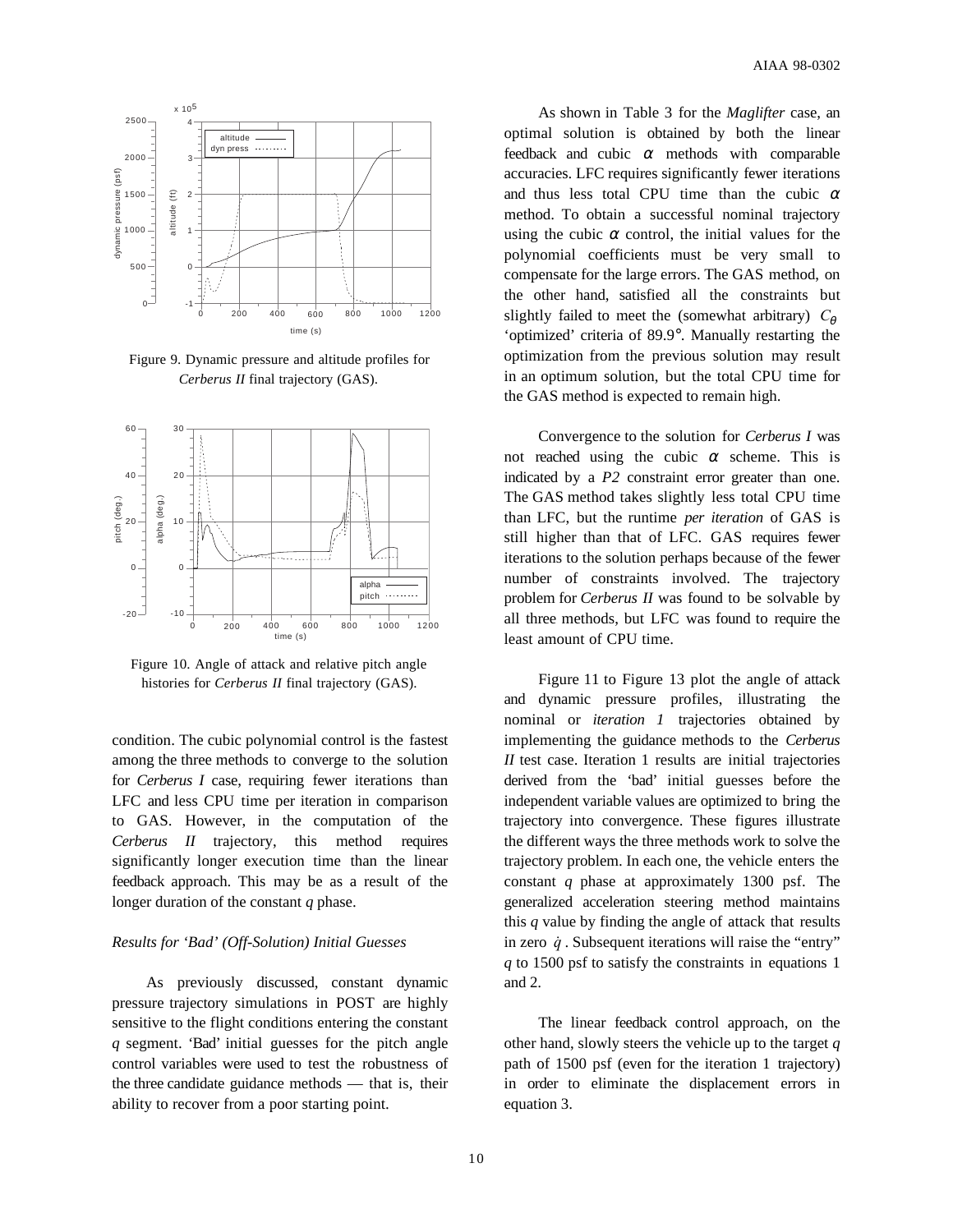Figure 9. Dynamic pressure and altitude profiles for *Cerberus II* final trajectory (GAS).

Figure 10. Angle of attack and relative pitch angle histories for *Cerberus II* final trajectory (GAS).

condition. The cubic polynomial control is the fastest among the three methods to converge to the solution for *Cerberus I* case, requiring fewer iterations than LFC and less CPU time per iteration in comparison to GAS. However, in the computation of the *Cerberus II* trajectory, this method requires significantly longer execution time than the linear feedback approach. This may be as a result of the longer duration of the constant *q* phase.

### *Results for 'Bad' (Off-Solution) Initial Guesses*

As previously discussed, constant dynamic pressure trajectory simulations in POST are highly sensitive to the flight conditions entering the constant *q* segment. 'Bad' initial guesses for the pitch angle control variables were used to test the robustness of the three candidate guidance methods — that is, their ability to recover from a poor starting point.

As shown in Table 3 for the *Maglifter* case, an optimal solution is obtained by both the linear feedback and cubic $\alpha$ methods with comparable accuracies. LFC requires significantly fewer iterations and thus less total CPU time than the cubic $\alpha$ method. To obtain a successful nominal trajectory using the cubic $\alpha$ control, the initial values for the polynomial coefficients must be very small to compensate for the large errors. The GAS method, on the other hand, satisfied all the constraints but slightly failed to meet the (somewhat arbitrary) $C_\theta$ 'optimized' criteria of 89.9°. Manually restarting the optimization from the previous solution may result in an optimum solution, but the total CPU time for the GAS method is expected to remain high.

Convergence to the solution for *Cerberus I* was not reached using the cubic $\alpha$ scheme. This is indicated by a *P2* constraint error greater than one. The GAS method takes slightly less total CPU time than LFC, but the runtime *per iteration* of GAS is still higher than that of LFC. GAS requires fewer iterations to the solution perhaps because of the fewer number of constraints involved. The trajectory problem for *Cerberus II* was found to be solvable by all three methods, but LFC was found to require the least amount of CPU time.

Figure 11 to Figure 13 plot the angle of attack and dynamic pressure profiles, illustrating the nominal or *iteration 1* trajectories obtained by implementing the guidance methods to the *Cerberus II* test case. Iteration 1 results are initial trajectories derived from the 'bad' initial guesses before the independent variable values are optimized to bring the trajectory into convergence. These figures illustrate the different ways the three methods work to solve the trajectory problem. In each one, the vehicle enters the constant *q* phase at approximately 1300 psf. The generalized acceleration steering method maintains this *q* value by finding the angle of attack that results in zero $\dot{q}$. Subsequent iterations will raise the "entry" *q* to 1500 psf to satisfy the constraints in equations 1 and 2.

The linear feedback control approach, on the other hand, slowly steers the vehicle up to the target *q* path of 1500 psf (even for the iteration 1 trajectory) in order to eliminate the displacement errors in equation 3.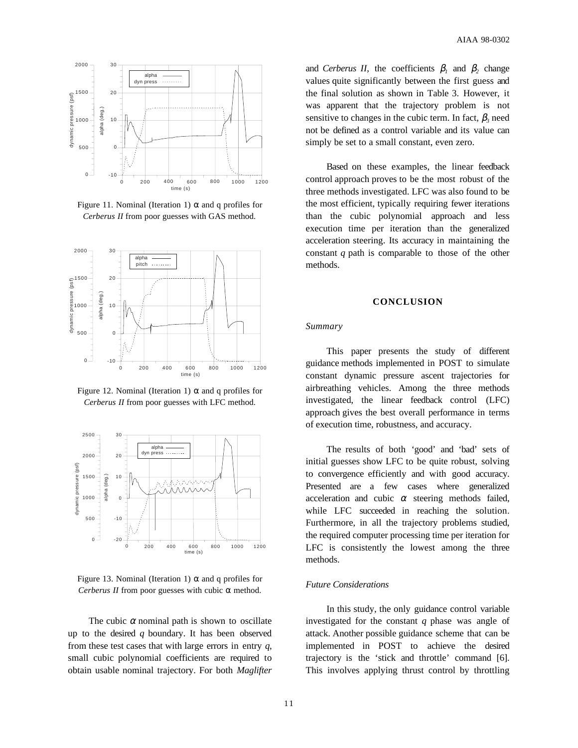Figure 11. Nominal (Iteration 1) $\alpha$ and q profiles for *Cerberus II* from poor guesses with GAS method.

Figure 12. Nominal (Iteration 1) $\alpha$ and q profiles for *Cerberus II* from poor guesses with LFC method.

Figure 13. Nominal (Iteration 1) $\alpha$ and q profiles for *Cerberus II* from poor guesses with cubic $\alpha$ method.

The cubic $\alpha$ nominal path is shown to oscillate up to the desired *q* boundary. It has been observed from these test cases that with large errors in entry *q*, small cubic polynomial coefficients are required to obtain usable nominal trajectory. For both *Maglifter* and *Cerberus II*, the coefficients $\beta_1$ and $\beta_2$ change values quite significantly between the first guess and the final solution as shown in Table 3. However, it was apparent that the trajectory problem is not sensitive to changes in the cubic term. In fact, $\beta_3$ need not be defined as a control variable and its value can simply be set to a small constant, even zero.

Based on these examples, the linear feedback control approach proves to be the most robust of the three methods investigated. LFC was also found to be the most efficient, typically requiring fewer iterations than the cubic polynomial approach and less execution time per iteration than the generalized acceleration steering. Its accuracy in maintaining the constant *q* path is comparable to those of the other methods.

## CONCLUSION

### *Summary*

This paper presents the study of different guidance methods implemented in POST to simulate constant dynamic pressure ascent trajectories for airbreathing vehicles. Among the three methods investigated, the linear feedback control (LFC) approach gives the best overall performance in terms of execution time, robustness, and accuracy.

The results of both 'good' and 'bad' sets of initial guesses show LFC to be quite robust, solving to convergence efficiently and with good accuracy. Presented are a few cases where generalized acceleration and cubic $\alpha$ steering methods failed, while LFC succeeded in reaching the solution. Furthermore, in all the trajectory problems studied, the required computer processing time per iteration for LFC is consistently the lowest among the three methods.

### *Future Considerations*

In this study, the only guidance control variable investigated for the constant *q* phase was angle of attack. Another possible guidance scheme that can be implemented in POST to achieve the desired trajectory is the 'stick and throttle' command [6]. This involves applying thrust control by throttling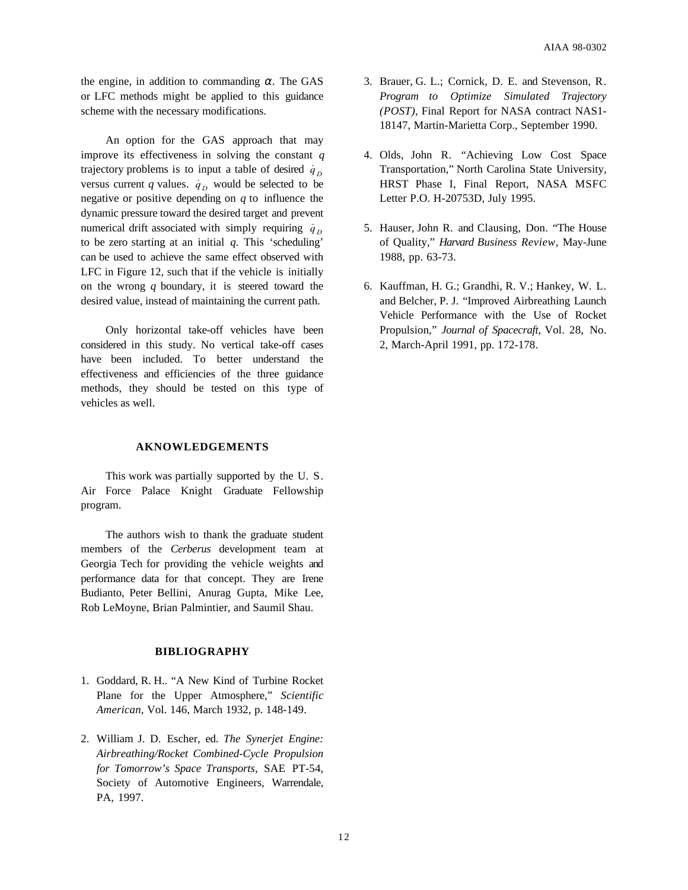the engine, in addition to commanding $\alpha$. The GAS or LFC methods might be applied to this guidance scheme with the necessary modifications.

An option for the GAS approach that may improve its effectiveness in solving the constant $q$ trajectory problems is to input a table of desired $\dot{q}_D$ versus current $q$ values. $\dot{q}_D$ would be selected to be negative or positive depending on $q$ to influence the dynamic pressure toward the desired target and prevent numerical drift associated with simply requiring $\dot{q}_D$ to be zero starting at an initial $q$. This 'scheduling' can be used to achieve the same effect observed with LFC in Figure 12, such that if the vehicle is initially on the wrong $q$ boundary, it is steered toward the desired value, instead of maintaining the current path.

Only horizontal take-off vehicles have been considered in this study. No vertical take-off cases have been included. To better understand the effectiveness and efficiencies of the three guidance methods, they should be tested on this type of vehicles as well.

## AKNOWLEDGEMENTS

This work was partially supported by the U. S. Air Force Palace Knight Graduate Fellowship program.

The authors wish to thank the graduate student members of the *Cerberus* development team at Georgia Tech for providing the vehicle weights and performance data for that concept. They are Irene Budianto, Peter Bellini, Anurag Gupta, Mike Lee, Rob LeMoyne, Brian Palmintier, and Saumil Shau.

## BIBLIOGRAPHY

1. Goddard, R. H.. "A New Kind of Turbine Rocket Plane for the Upper Atmosphere," *Scientific American*, Vol. 146, March 1932, p. 148-149.
2. William J. D. Escher, ed. *The Synerjet Engine: Airbreathing/Rocket Combined-Cycle Propulsion for Tomorrow's Space Transports*, SAE PT-54, Society of Automotive Engineers, Warrendale, PA, 1997.
3. Brauer, G. L.; Cornick, D. E. and Stevenson, R. *Program to Optimize Simulated Trajectory (POST)*, Final Report for NASA contract NAS1-18147, Martin-Marietta Corp., September 1990.
4. Olds, John R. "Achieving Low Cost Space Transportation," North Carolina State University, HRST Phase I, Final Report, NASA MSFC Letter P.O. H-20753D, July 1995.
5. Hauser, John R. and Clausing, Don. "The House of Quality," *Harvard Business Review*, May-June 1988, pp. 63-73.
6. Kauffman, H. G.; Grandhi, R. V.; Hankey, W. L. and Belcher, P. J. "Improved Airbreathing Launch Vehicle Performance with the Use of Rocket Propulsion," *Journal of Spacecraft*, Vol. 28, No. 2, March-April 1991, pp. 172-178.